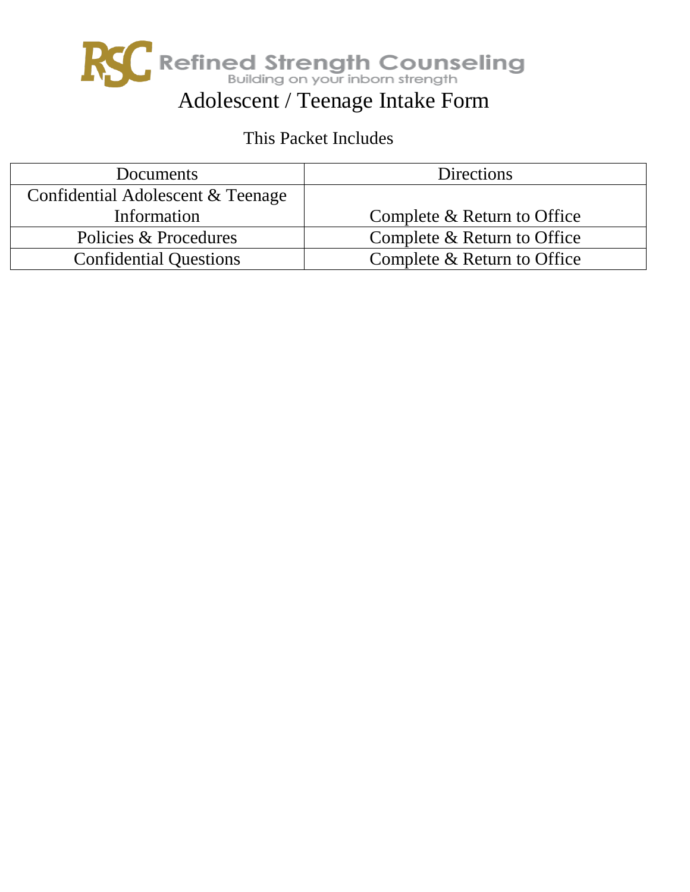# Refined Strength Counseling

Building on your inborn strength

## Adolescent / Teenage Intake Form

This Packet Includes

| Documents | Directions |
| --- | --- |
| Confidential Adolescent & Teenage Information | Complete & Return to Office |
| Policies & Procedures | Complete & Return to Office |
| Confidential Questions | Complete & Return to Office |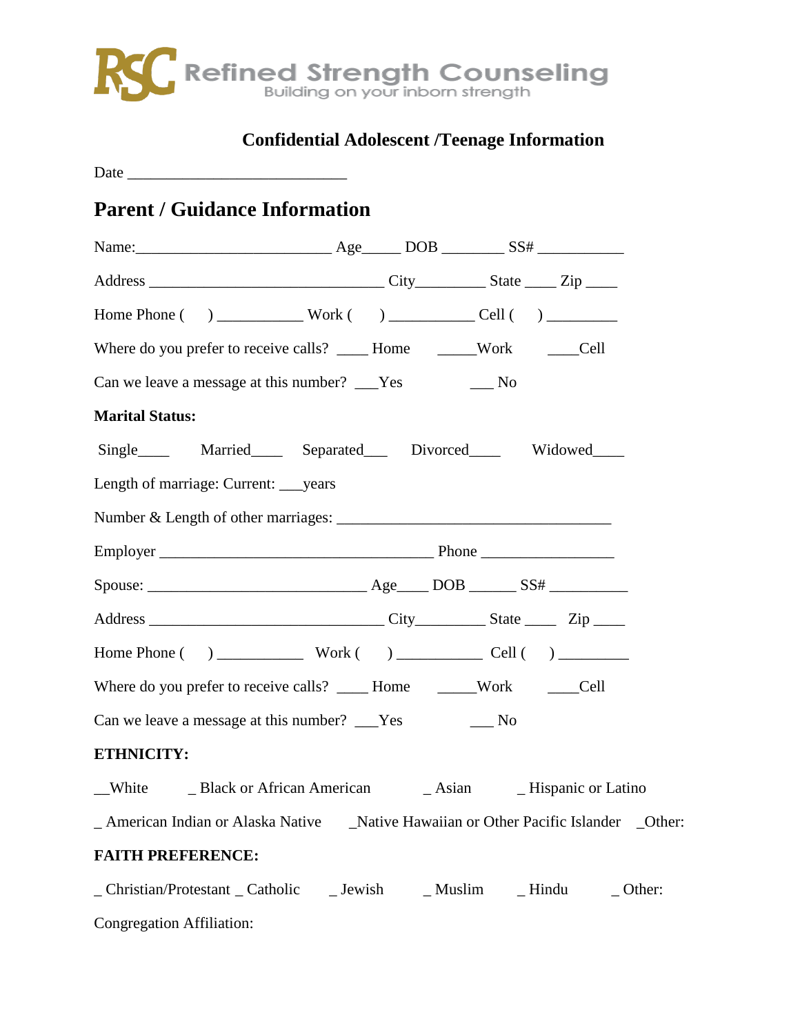RSC Refined Strength Counseling
Building on your inborn strength

**Confidential Adolescent /Teenage Information**

Date ___________________________

## Parent / Guidance Information

Name:________________________ Age_____ DOB ________ SS# ___________

Address ______________________________ City_________ State ____ Zip ____

Home Phone (     ) ___________ Work (     ) ___________ Cell (     ) _________

Where do you prefer to receive calls? ____ Home     _____Work     ____Cell

Can we leave a message at this number? ___Yes     ___ No

**Marital Status:**

Single____     Married____     Separated___     Divorced____     Widowed____

Length of marriage: Current: ___years

Number & Length of other marriages: ___________________________________

Employer ___________________________________ Phone _________________

Spouse: ___________________________ Age____ DOB ______ SS# __________

Address ______________________________ City_________ State ____ Zip ____

Home Phone (     ) ___________ Work (     ) ___________ Cell (     ) _________

Where do you prefer to receive calls? ____ Home     _____Work     ____Cell

Can we leave a message at this number? ___Yes     ___ No

**ETHNICITY:**

__White     _ Black or African American     _ Asian     _ Hispanic or Latino

_ American Indian or Alaska Native     _Native Hawaiian or Other Pacific Islander     _Other:

**FAITH PREFERENCE:**

_ Christian/Protestant _ Catholic     _ Jewish     _ Muslim     _ Hindu     _ Other:

Congregation Affiliation: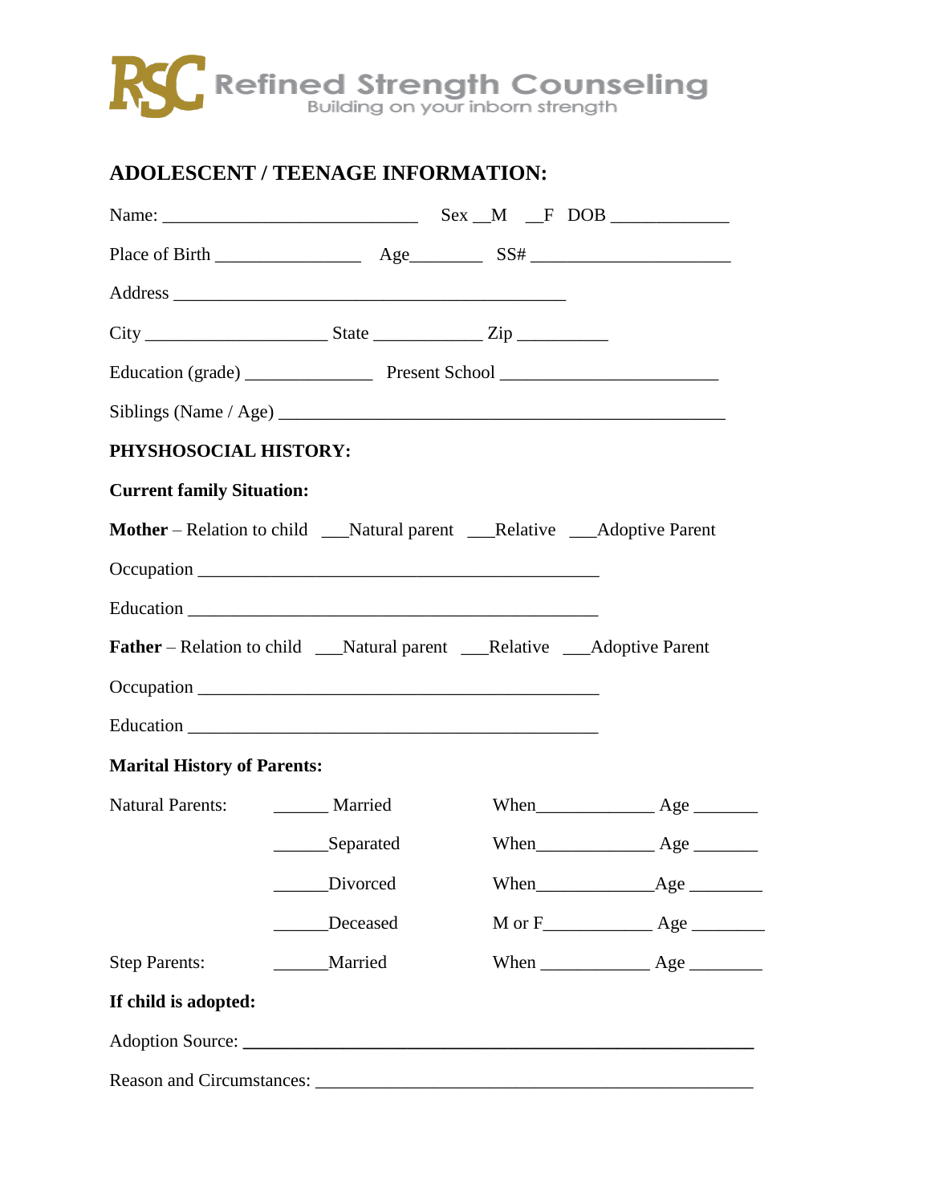Refined Strength Counseling
Building on your inborn strength

## ADOLESCENT / TEENAGE INFORMATION:

Name: ____________________________ Sex __M __F DOB _____________

Place of Birth ________________ Age________ SS# ______________________

Address ___________________________________________

City ____________________ State ____________ Zip __________

Education (grade) ______________ Present School ________________________

Siblings (Name / Age) _________________________________________________

**PHYSHOSOCIAL HISTORY:**

**Current family Situation:**

**Mother** – Relation to child ___Natural parent ___Relative ___Adoptive Parent

Occupation ____________________________________________

Education _____________________________________________

**Father** – Relation to child ___Natural parent ___Relative ___Adoptive Parent

Occupation ____________________________________________

Education _____________________________________________

**Marital History of Parents:**

| | | | |
|---|---|---|---|
| Natural Parents: | ______ Married | When_____________ | Age _______ |
| | ______Separated | When_____________ | Age _______ |
| | ______Divorced | When_____________ | Age ________ |
| | ______Deceased | M or F___________ | Age ________ |
| Step Parents: | ______Married | When ____________ | Age ________ |

**If child is adopted:**

Adoption Source: ________________________________________________________

Reason and Circumstances: ________________________________________________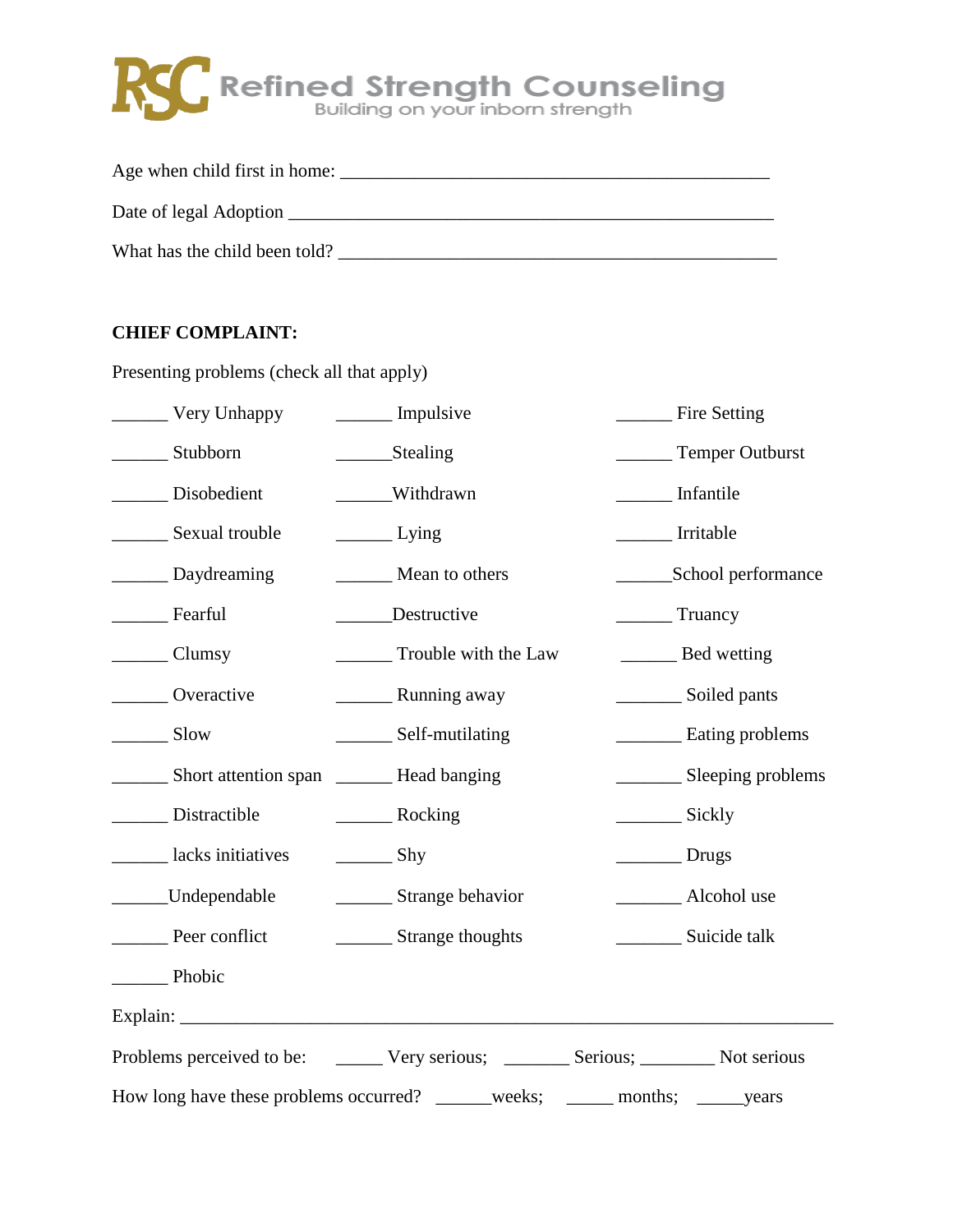# Refined Strength Counseling
Building on your inborn strength

Age when child first in home: ______________________________________________

Date of legal Adoption _____________________________________________________

What has the child been told? _______________________________________________

**CHIEF COMPLAINT:**

Presenting problems (check all that apply)

| | | |
|---|---|---|
| ______ Very Unhappy | ______ Impulsive | ______ Fire Setting |
| ______ Stubborn | ______Stealing | ______ Temper Outburst |
| ______ Disobedient | ______Withdrawn | ______ Infantile |
| ______ Sexual trouble | ______ Lying | ______ Irritable |
| ______ Daydreaming | ______ Mean to others | ______School performance |
| ______ Fearful | ______Destructive | ______ Truancy |
| ______ Clumsy | ______ Trouble with the Law | ______ Bed wetting |
| ______ Overactive | ______ Running away | _______ Soiled pants |
| ______ Slow | ______ Self-mutilating | _______ Eating problems |
| ______ Short attention span | ______ Head banging | _______ Sleeping problems |
| ______ Distractible | ______ Rocking | _______ Sickly |
| ______ lacks initiatives | ______ Shy | _______ Drugs |
| ______Undependable | ______ Strange behavior | _______ Alcohol use |
| ______ Peer conflict | ______ Strange thoughts | _______ Suicide talk |
| ______ Phobic | | |

Explain: _______________________________________________________________________

Problems perceived to be: _____ Very serious; _______ Serious; ________ Not serious

How long have these problems occurred? ______weeks; _____ months; _____years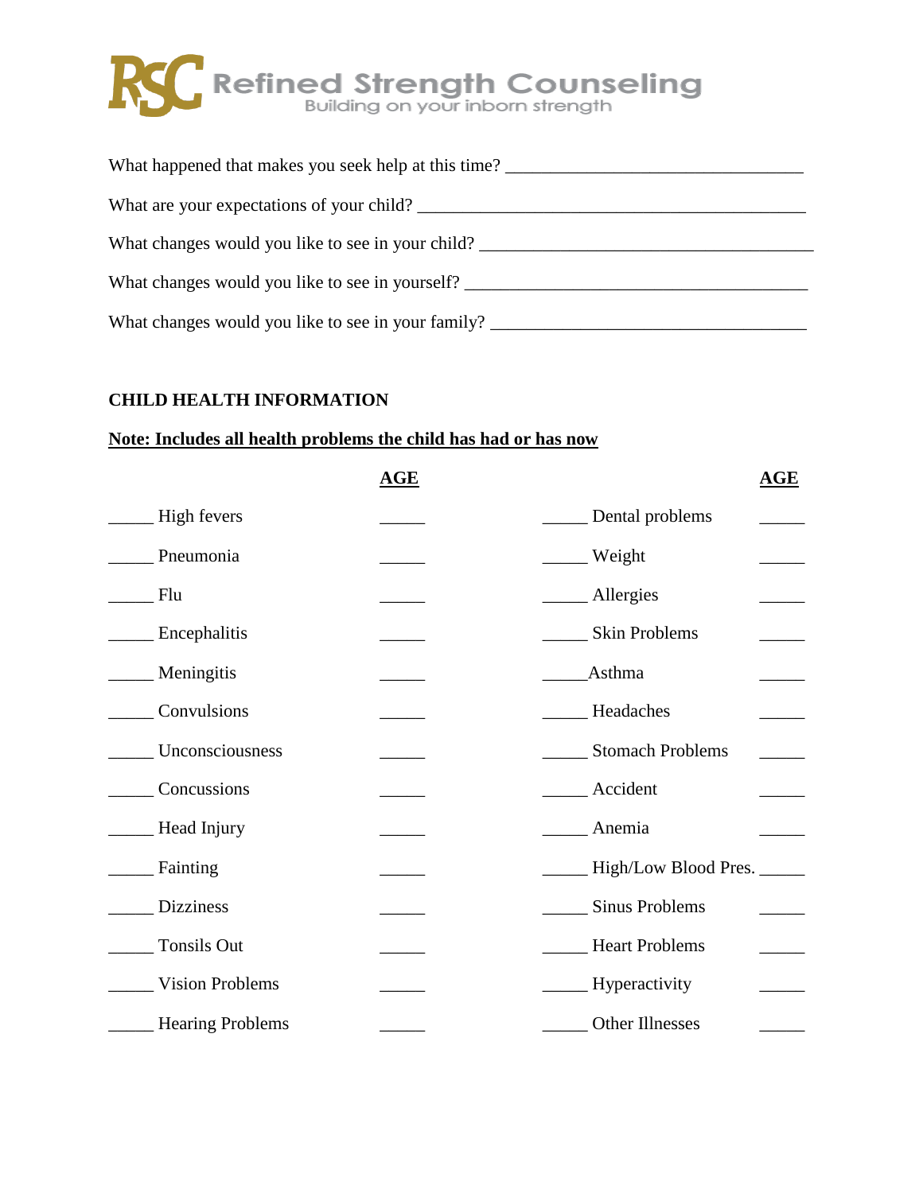**Refined Strength Counseling**
Building on your inborn strength

What happened that makes you seek help at this time? ___________________________________

What are your expectations of your child? ___________________________________________

What changes would you like to see in your child? ______________________________________

What changes would you like to see in yourself? _______________________________________

What changes would you like to see in your family? _____________________________________

**CHILD HEALTH INFORMATION**

**Note: Includes all health problems the child has had or has now**

| | **AGE** | | **AGE** |
|---|---|---|---|
| _____ High fevers | _____ | _____ Dental problems | _____ |
| _____ Pneumonia | _____ | _____ Weight | _____ |
| _____ Flu | _____ | _____ Allergies | _____ |
| _____ Encephalitis | _____ | _____ Skin Problems | _____ |
| _____ Meningitis | _____ | _____Asthma | _____ |
| _____ Convulsions | _____ | _____ Headaches | _____ |
| _____ Unconsciousness | _____ | _____ Stomach Problems | _____ |
| _____ Concussions | _____ | _____ Accident | _____ |
| _____ Head Injury | _____ | _____ Anemia | _____ |
| _____ Fainting | _____ | _____ High/Low Blood Pres. | _____ |
| _____ Dizziness | _____ | _____ Sinus Problems | _____ |
| _____ Tonsils Out | _____ | _____ Heart Problems | _____ |
| _____ Vision Problems | _____ | _____ Hyperactivity | _____ |
| _____ Hearing Problems | _____ | _____ Other Illnesses | _____ |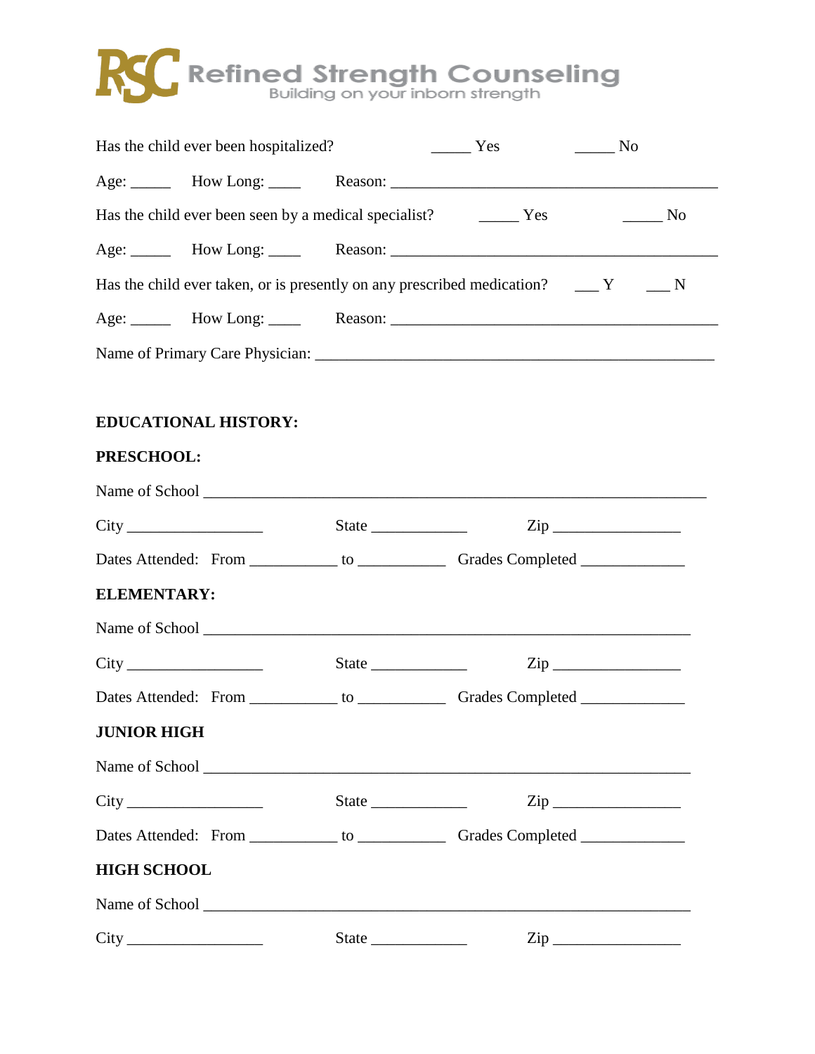Has the child ever been hospitalized? _____ Yes _____ No

Age: _____ How Long: ____ Reason: ___________________________________________

Has the child ever been seen by a medical specialist? _____ Yes _____ No

Age: _____ How Long: ____ Reason: ___________________________________________

Has the child ever taken, or is presently on any prescribed medication? ___ Y ___ N

Age: _____ How Long: ____ Reason: ___________________________________________

Name of Primary Care Physician: _____________________________________________________

**EDUCATIONAL HISTORY:**

**PRESCHOOL:**

Name of School _________________________________________________________________

City _________________ State ____________ Zip ________________

Dates Attended: From ___________ to ___________ Grades Completed _____________

**ELEMENTARY:**

Name of School _______________________________________________________________

City _________________ State ____________ Zip ________________

Dates Attended: From ___________ to ___________ Grades Completed _____________

**JUNIOR HIGH**

Name of School _______________________________________________________________

City _________________ State ____________ Zip ________________

Dates Attended: From ___________ to ___________ Grades Completed _____________

**HIGH SCHOOL**

Name of School _______________________________________________________________

City _________________ State ____________ Zip ________________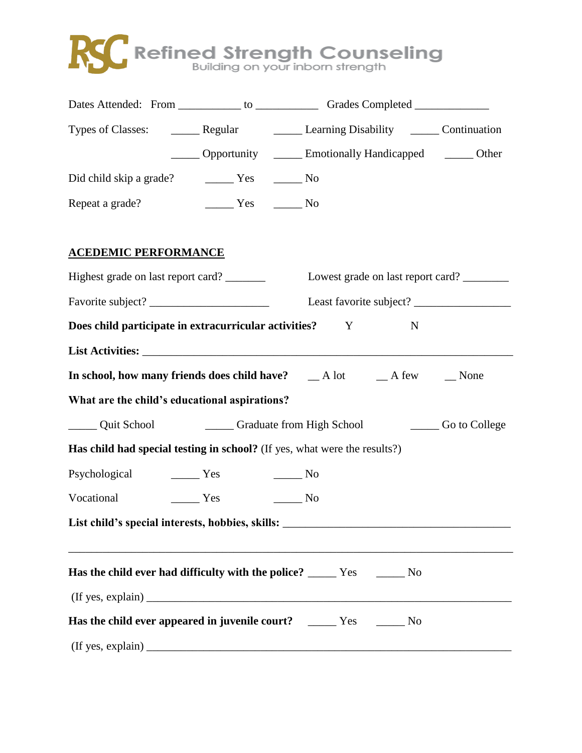Dates Attended: From ___________ to ___________ Grades Completed _____________

Types of Classes: _____ Regular _____ Learning Disability _____ Continuation

_____ Opportunity _____ Emotionally Handicapped _____ Other

Did child skip a grade? _____ Yes _____ No

Repeat a grade? _____ Yes _____ No

## ACEDEMIC PERFORMANCE

Highest grade on last report card? _______ Lowest grade on last report card? ________

Favorite subject? _____________________ Least favorite subject? _________________

**Does child participate in extracurricular activities?** Y N

**List Activities:** _______________________________________________________________

**In school, how many friends does child have?** __ A lot __ A few __ None

**What are the child's educational aspirations?**

_____ Quit School _____ Graduate from High School _____ Go to College

**Has child had special testing in school?** (If yes, what were the results?)

Psychological _____ Yes _____ No

Vocational _____ Yes _____ No

**List child's special interests, hobbies, skills:** ________________________________________

_______________________________________________________________________________

**Has the child ever had difficulty with the police?** _____ Yes _____ No

(If yes, explain) ________________________________________________________________

**Has the child ever appeared in juvenile court?** _____ Yes _____ No

(If yes, explain) ________________________________________________________________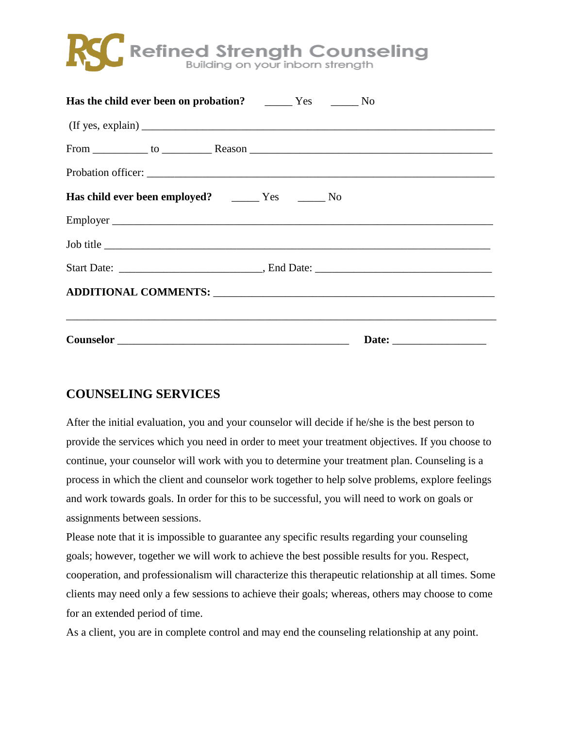**RSC Refined Strength Counseling**
Building on your inborn strength

**Has the child ever been on probation?** _____ Yes _____ No

(If yes, explain) ______________________________________________________________

From __________ to _________ Reason ____________________________________________

Probation officer: _______________________________________________________________

**Has child ever been employed?** _____ Yes _____ No

Employer ______________________________________________________________________

Job title _______________________________________________________________________

Start Date: _________________________, End Date: ________________________________

**ADDITIONAL COMMENTS:** ______________________________________________________

________________________________________________________________________________

**Counselor** ___________________________________________ **Date:** _________________

## COUNSELING SERVICES

After the initial evaluation, you and your counselor will decide if he/she is the best person to provide the services which you need in order to meet your treatment objectives. If you choose to continue, your counselor will work with you to determine your treatment plan. Counseling is a process in which the client and counselor work together to help solve problems, explore feelings and work towards goals. In order for this to be successful, you will need to work on goals or assignments between sessions.

Please note that it is impossible to guarantee any specific results regarding your counseling goals; however, together we will work to achieve the best possible results for you. Respect, cooperation, and professionalism will characterize this therapeutic relationship at all times. Some clients may need only a few sessions to achieve their goals; whereas, others may choose to come for an extended period of time.

As a client, you are in complete control and may end the counseling relationship at any point.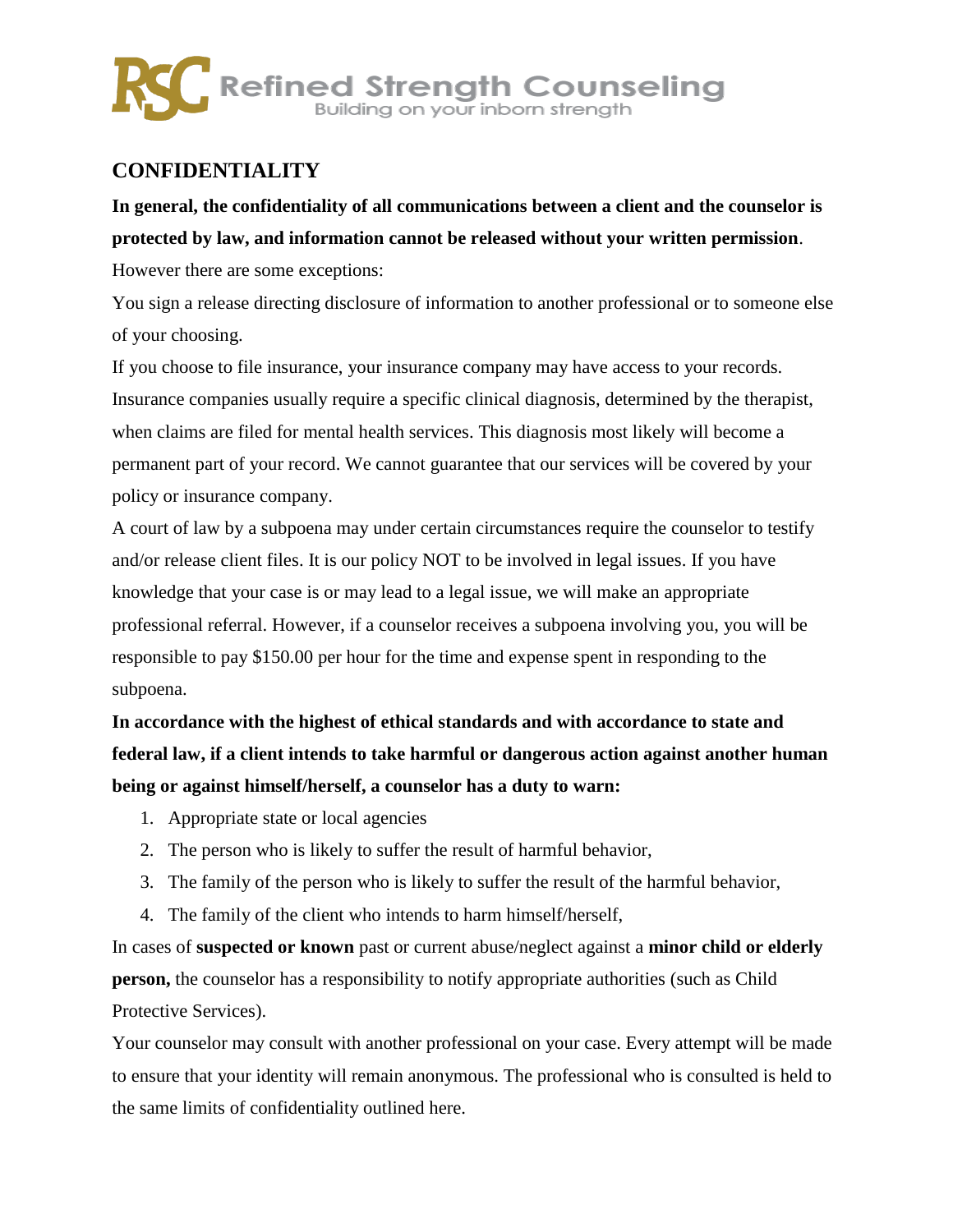# CONFIDENTIALITY

**In general, the confidentiality of all communications between a client and the counselor is protected by law, and information cannot be released without your written permission**. However there are some exceptions:

You sign a release directing disclosure of information to another professional or to someone else of your choosing.

If you choose to file insurance, your insurance company may have access to your records. Insurance companies usually require a specific clinical diagnosis, determined by the therapist, when claims are filed for mental health services. This diagnosis most likely will become a permanent part of your record. We cannot guarantee that our services will be covered by your policy or insurance company.

A court of law by a subpoena may under certain circumstances require the counselor to testify and/or release client files. It is our policy NOT to be involved in legal issues. If you have knowledge that your case is or may lead to a legal issue, we will make an appropriate professional referral. However, if a counselor receives a subpoena involving you, you will be responsible to pay $150.00 per hour for the time and expense spent in responding to the subpoena.

**In accordance with the highest of ethical standards and with accordance to state and federal law, if a client intends to take harmful or dangerous action against another human being or against himself/herself, a counselor has a duty to warn:**

1. Appropriate state or local agencies
2. The person who is likely to suffer the result of harmful behavior,
3. The family of the person who is likely to suffer the result of the harmful behavior,
4. The family of the client who intends to harm himself/herself,

In cases of **suspected or known** past or current abuse/neglect against a **minor child or elderly person,** the counselor has a responsibility to notify appropriate authorities (such as Child Protective Services).

Your counselor may consult with another professional on your case. Every attempt will be made to ensure that your identity will remain anonymous. The professional who is consulted is held to the same limits of confidentiality outlined here.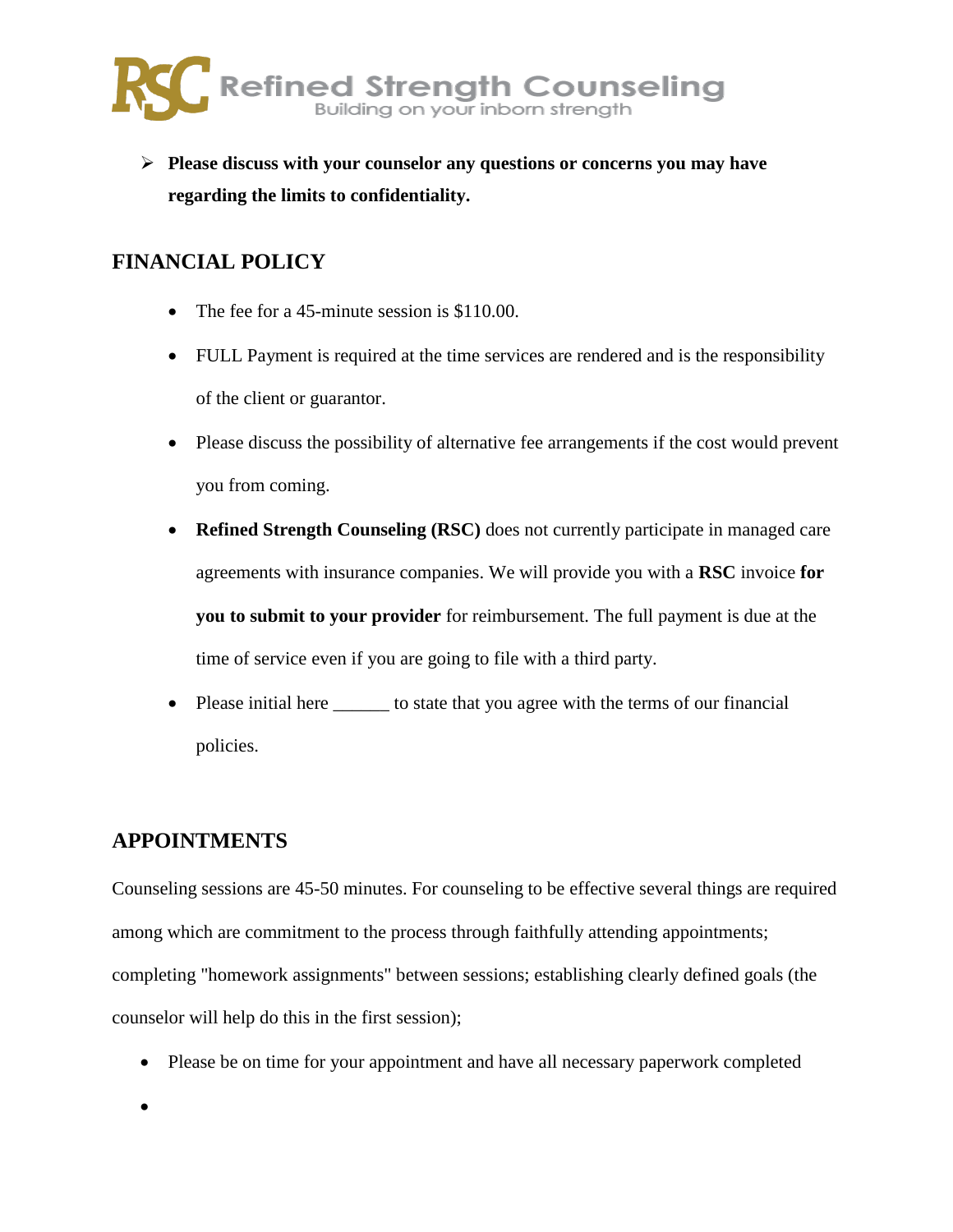- **Please discuss with your counselor any questions or concerns you may have regarding the limits to confidentiality.**

## FINANCIAL POLICY

- The fee for a 45-minute session is $110.00.
- FULL Payment is required at the time services are rendered and is the responsibility of the client or guarantor.
- Please discuss the possibility of alternative fee arrangements if the cost would prevent you from coming.
- **Refined Strength Counseling (RSC)** does not currently participate in managed care agreements with insurance companies. We will provide you with a **RSC** invoice **for you to submit to your provider** for reimbursement. The full payment is due at the time of service even if you are going to file with a third party.
- Please initial here ______ to state that you agree with the terms of our financial policies.

## APPOINTMENTS

Counseling sessions are 45-50 minutes. For counseling to be effective several things are required among which are commitment to the process through faithfully attending appointments; completing "homework assignments" between sessions; establishing clearly defined goals (the counselor will help do this in the first session);

- Please be on time for your appointment and have all necessary paperwork completed
-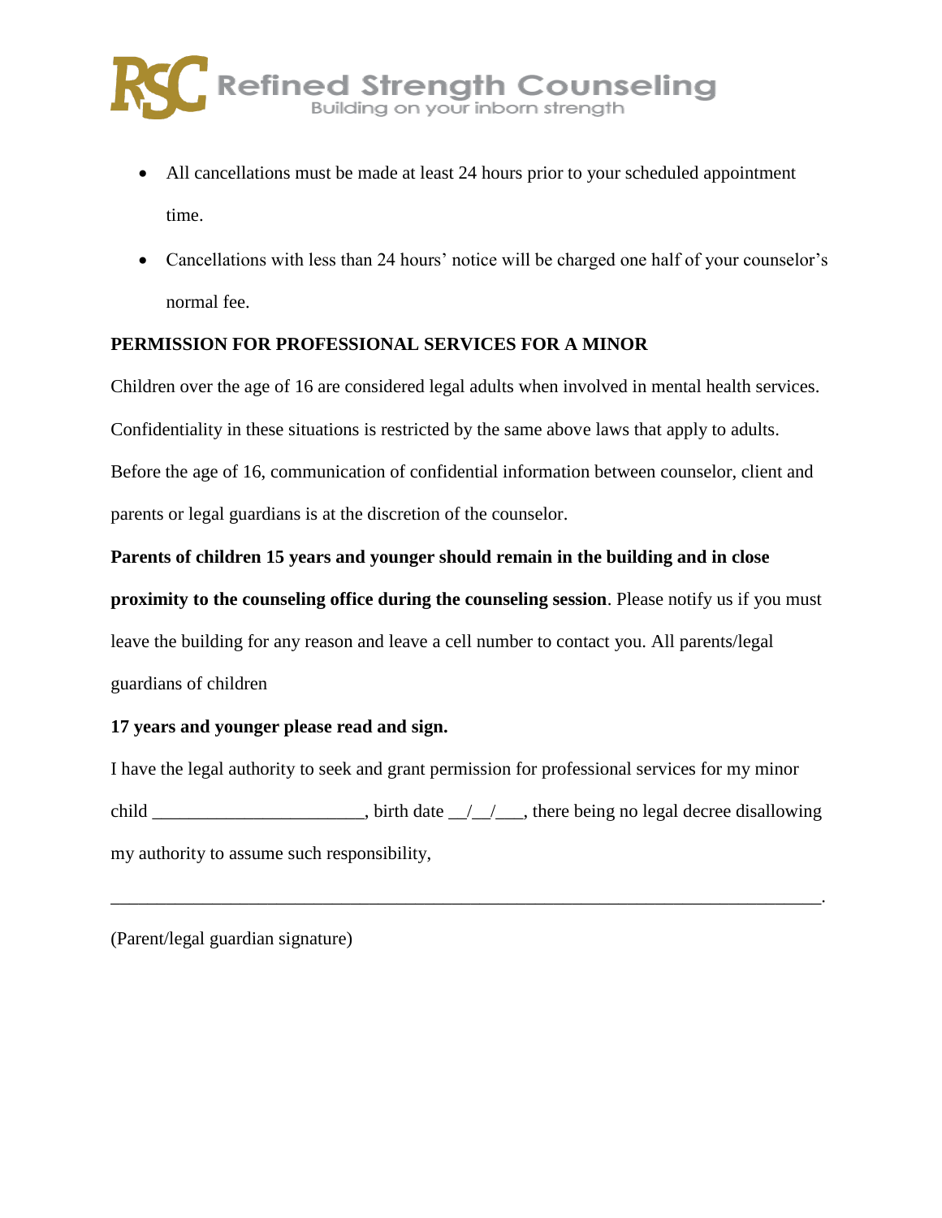- All cancellations must be made at least 24 hours prior to your scheduled appointment time.
- Cancellations with less than 24 hours' notice will be charged one half of your counselor's normal fee.

**PERMISSION FOR PROFESSIONAL SERVICES FOR A MINOR**

Children over the age of 16 are considered legal adults when involved in mental health services. Confidentiality in these situations is restricted by the same above laws that apply to adults. Before the age of 16, communication of confidential information between counselor, client and parents or legal guardians is at the discretion of the counselor.

**Parents of children 15 years and younger should remain in the building and in close proximity to the counseling office during the counseling session**. Please notify us if you must leave the building for any reason and leave a cell number to contact you. All parents/legal guardians of children

**17 years and younger please read and sign.**

I have the legal authority to seek and grant permission for professional services for my minor child ______________________, birth date __/__/___, there being no legal decree disallowing my authority to assume such responsibility,

___________________________________________________________________________.

(Parent/legal guardian signature)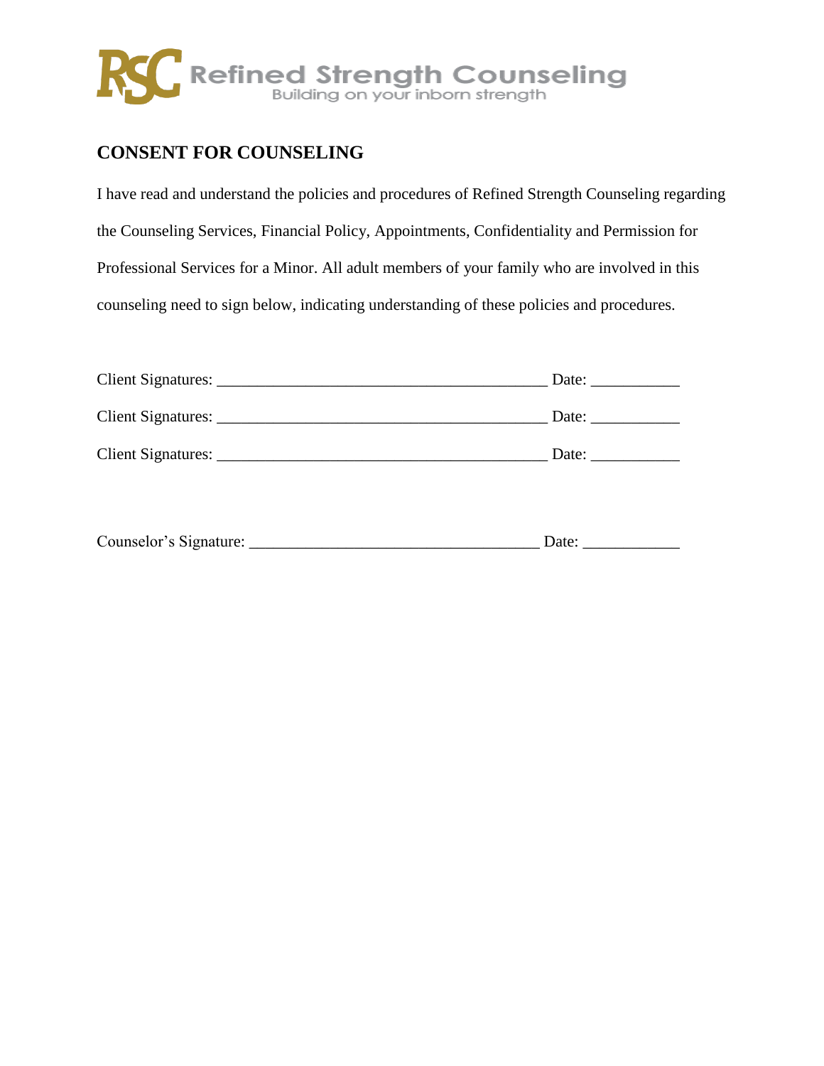RSC Refined Strength Counseling
Building on your inborn strength

## CONSENT FOR COUNSELING

I have read and understand the policies and procedures of Refined Strength Counseling regarding the Counseling Services, Financial Policy, Appointments, Confidentiality and Permission for Professional Services for a Minor. All adult members of your family who are involved in this counseling need to sign below, indicating understanding of these policies and procedures.

Client Signatures: ________________________________________ Date: ___________

Client Signatures: ________________________________________ Date: ___________

Client Signatures: ________________________________________ Date: ___________

Counselor's Signature: ___________________________________ Date: ____________